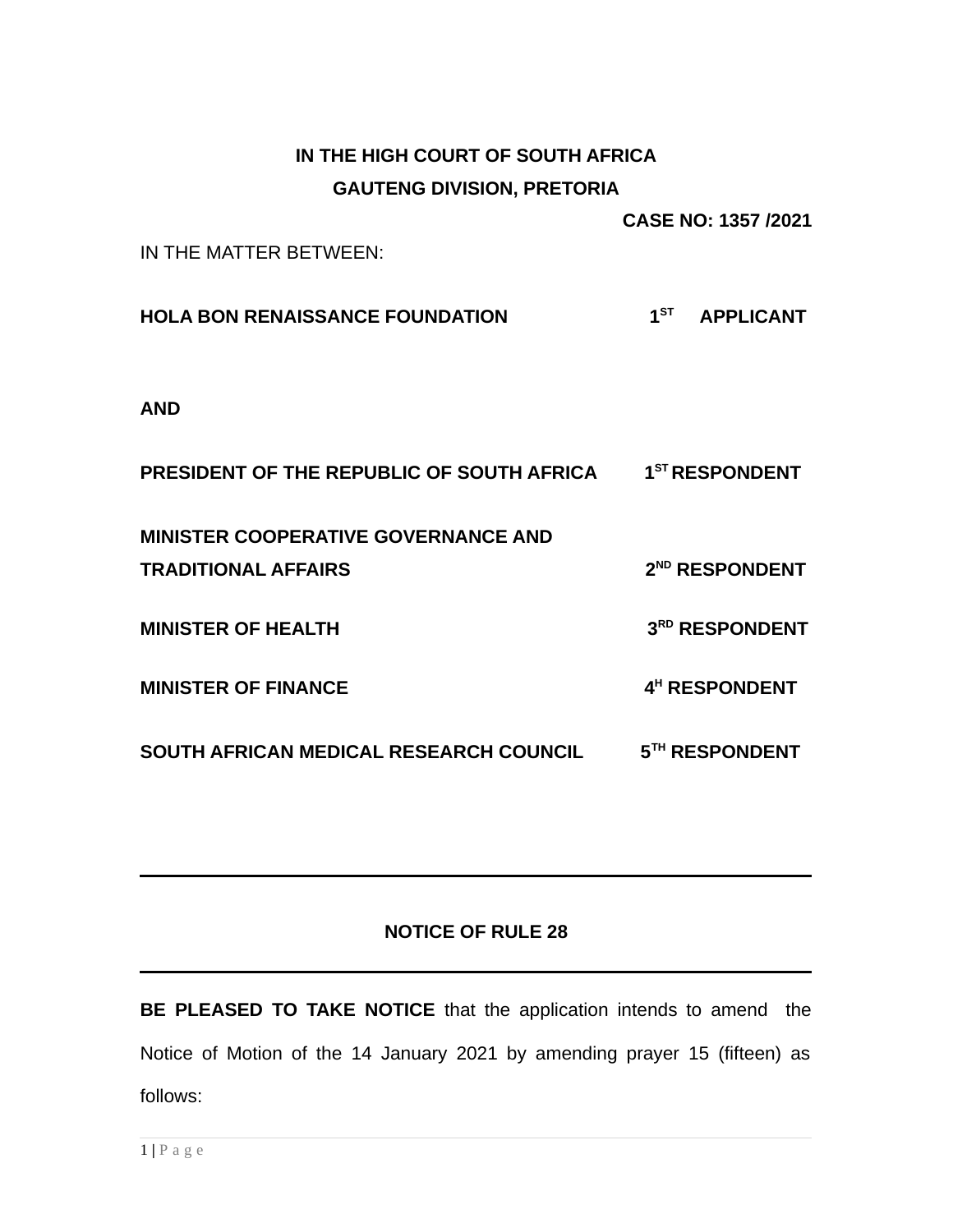**IN THE HIGH COURT OF SOUTH AFRICA**

**GAUTENG DIVISION, PRETORIA**

**CASE NO: 1357 /2021**

IN THE MATTER BETWEEN:

| | |
|---|---|
| **HOLA BON RENAISSANCE FOUNDATION** | **1ST APPLICANT** |
| | |
| **AND** | |
| | |
| **PRESIDENT OF THE REPUBLIC OF SOUTH AFRICA** | **1ST RESPONDENT** |
| **MINISTER COOPERATIVE GOVERNANCE AND TRADITIONAL AFFAIRS** | **2ND RESPONDENT** |
| **MINISTER OF HEALTH** | **3RD RESPONDENT** |
| **MINISTER OF FINANCE** | **4H RESPONDENT** |
| **SOUTH AFRICAN MEDICAL RESEARCH COUNCIL** | **5TH RESPONDENT** |

---

**NOTICE OF RULE 28**

---

**BE PLEASED TO TAKE NOTICE** that the application intends to amend the Notice of Motion of the 14 January 2021 by amending prayer 15 (fifteen) as follows: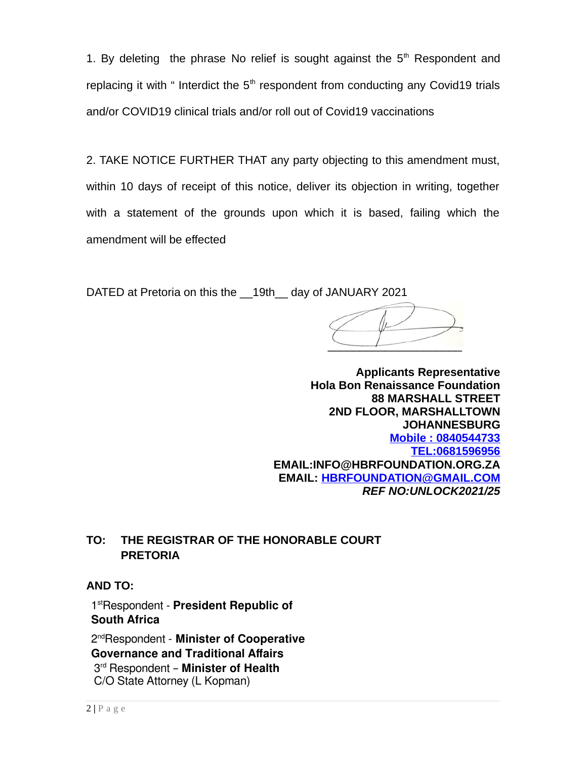1. By deleting the phrase No relief is sought against the 5th Respondent and replacing it with " Interdict the 5th respondent from conducting any Covid19 trials and/or COVID19 clinical trials and/or roll out of Covid19 vaccinations

2. TAKE NOTICE FURTHER THAT any party objecting to this amendment must, within 10 days of receipt of this notice, deliver its objection in writing, together with a statement of the grounds upon which it is based, failing which the amendment will be effected

DATED at Pretoria on this the __19th__ day of JANUARY 2021

**Applicants Representative**
**Hola Bon Renaissance Foundation**
**88 MARSHALL STREET**
**2ND FLOOR, MARSHALLTOWN**
**JOHANNESBURG**
**Mobile : 0840544733**
**TEL:0681596956**
**EMAIL:INFO@HBRFOUNDATION.ORG.ZA**
**EMAIL: HBRFOUNDATION@GMAIL.COM**
***REF NO:UNLOCK2021/25***

**TO: THE REGISTRAR OF THE HONORABLE COURT PRETORIA**

**AND TO:**

1st Respondent - **President Republic of South Africa**

2nd Respondent - **Minister of Cooperative Governance and Traditional Affairs**

3rd Respondent – **Minister of Health**
C/O State Attorney (L Kopman)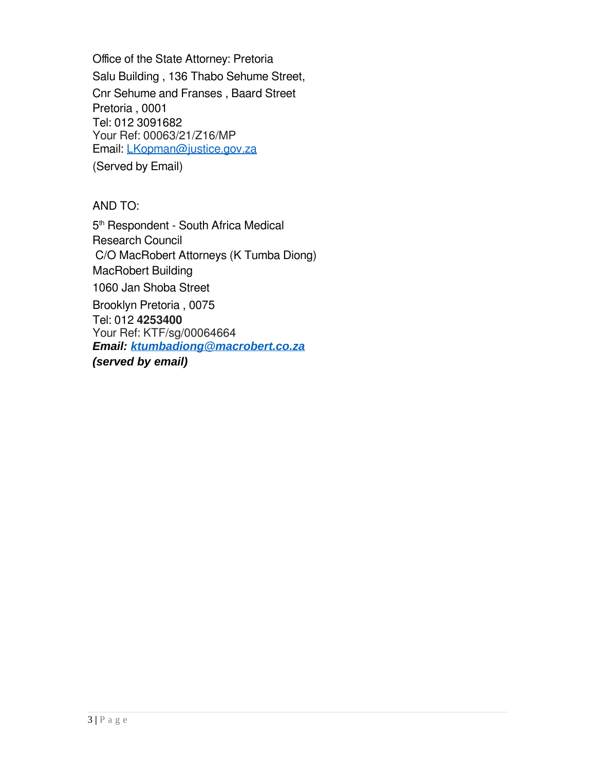Office of the State Attorney: Pretoria
Salu Building , 136 Thabo Sehume Street,
Cnr Sehume and Franses , Baard Street
Pretoria , 0001
Tel: 012 3091682
Your Ref: 00063/21/Z16/MP
Email: LKopman@justice.gov.za
(Served by Email)

AND TO:

5th Respondent - South Africa Medical
Research Council
C/O MacRobert Attorneys (K Tumba Diong)
MacRobert Building
1060 Jan Shoba Street
Brooklyn Pretoria , 0075
Tel: 012 **4253400**
Your Ref: KTF/sg/00064664
***Email: ktumbadiong@macrobert.co.za***
***(served by email)***